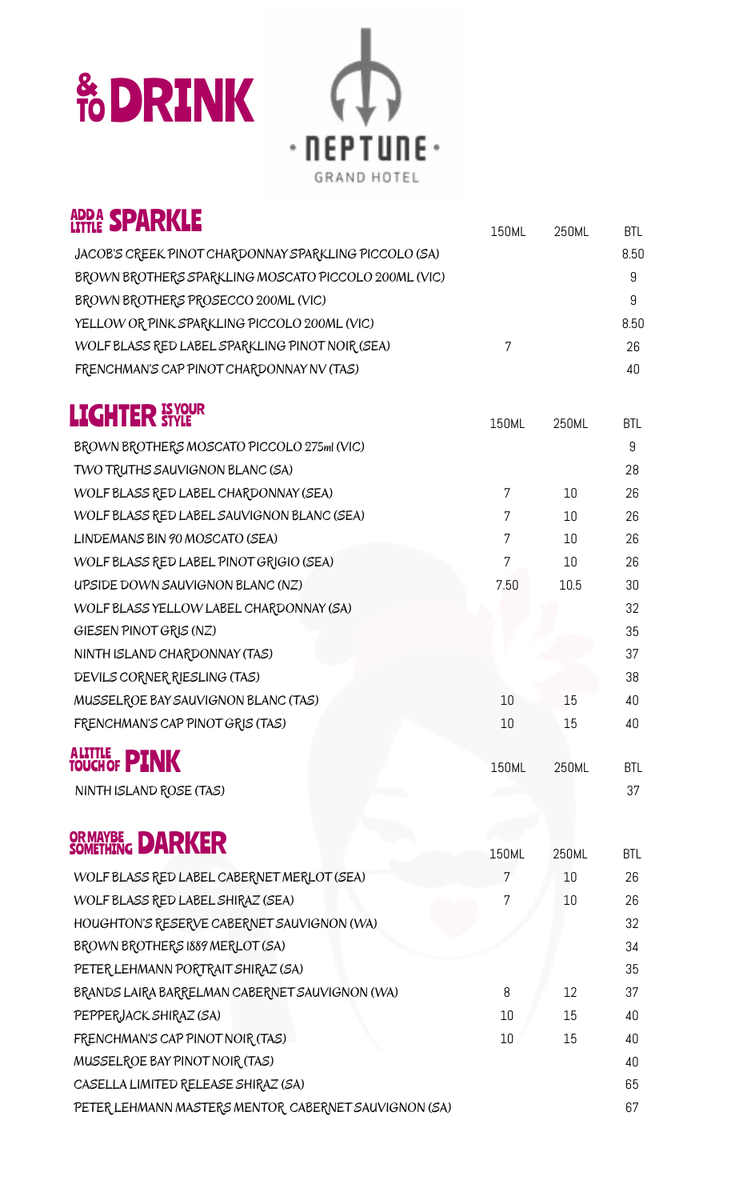# & TO DRINK

NEPTUNE GRAND HOTEL

## ADD A LITTLE SPARKLE

| | 150ML | 250ML | BTL |
|---|---|---|---|
| JACOB'S CREEK PINOT CHARDONNAY SPARKLING PICCOLO (SA) | | | 8.50 |
| BROWN BROTHERS SPARKLING MOSCATO PICCOLO 200ML (VIC) | | | 9 |
| BROWN BROTHERS PROSECCO 200ML (VIC) | | | 9 |
| YELLOW OR PINK SPARKLING PICCOLO 200ML (VIC) | | | 8.50 |
| WOLF BLASS RED LABEL SPARKLING PINOT NOIR (SEA) | 7 | | 26 |
| FRENCHMAN'S CAP PINOT CHARDONNAY NV (TAS) | | | 40 |

## LIGHTER IS YOUR STYLE

| | 150ML | 250ML | BTL |
|---|---|---|---|
| BROWN BROTHERS MOSCATO PICCOLO 275ml (VIC) | | | 9 |
| TWO TRUTHS SAUVIGNON BLANC (SA) | | | 28 |
| WOLF BLASS RED LABEL CHARDONNAY (SEA) | 7 | 10 | 26 |
| WOLF BLASS RED LABEL SAUVIGNON BLANC (SEA) | 7 | 10 | 26 |
| LINDEMANS BIN 90 MOSCATO (SEA) | 7 | 10 | 26 |
| WOLF BLASS RED LABEL PINOT GRIGIO (SEA) | 7 | 10 | 26 |
| UPSIDE DOWN SAUVIGNON BLANC (NZ) | 7.50 | 10.5 | 30 |
| WOLF BLASS YELLOW LABEL CHARDONNAY (SA) | | | 32 |
| GIESEN PINOT GRIS (NZ) | | | 35 |
| NINTH ISLAND CHARDONNAY (TAS) | | | 37 |
| DEVILS CORNER RIESLING (TAS) | | | 38 |
| MUSSELROE BAY SAUVIGNON BLANC (TAS) | 10 | 15 | 40 |
| FRENCHMAN'S CAP PINOT GRIS (TAS) | 10 | 15 | 40 |

## A LITTLE TOUCH OF PINK

| | 150ML | 250ML | BTL |
|---|---|---|---|
| NINTH ISLAND ROSE (TAS) | | | 37 |

## OR MAYBE SOMETHING DARKER

| | 150ML | 250ML | BTL |
|---|---|---|---|
| WOLF BLASS RED LABEL CABERNET MERLOT (SEA) | 7 | 10 | 26 |
| WOLF BLASS RED LABEL SHIRAZ (SEA) | 7 | 10 | 26 |
| HOUGHTON'S RESERVE CABERNET SAUVIGNON (WA) | | | 32 |
| BROWN BROTHERS 1889 MERLOT (SA) | | | 34 |
| PETER LEHMANN PORTRAIT SHIRAZ (SA) | | | 35 |
| BRANDS LAIRA BARRELMAN CABERNET SAUVIGNON (WA) | 8 | 12 | 37 |
| PEPPERJACK SHIRAZ (SA) | 10 | 15 | 40 |
| FRENCHMAN'S CAP PINOT NOIR (TAS) | 10 | 15 | 40 |
| MUSSELROE BAY PINOT NOIR (TAS) | | | 40 |
| CASELLA LIMITED RELEASE SHIRAZ (SA) | | | 65 |
| PETER LEHMANN MASTERS MENTOR CABERNET SAUVIGNON (SA) | | | 67 |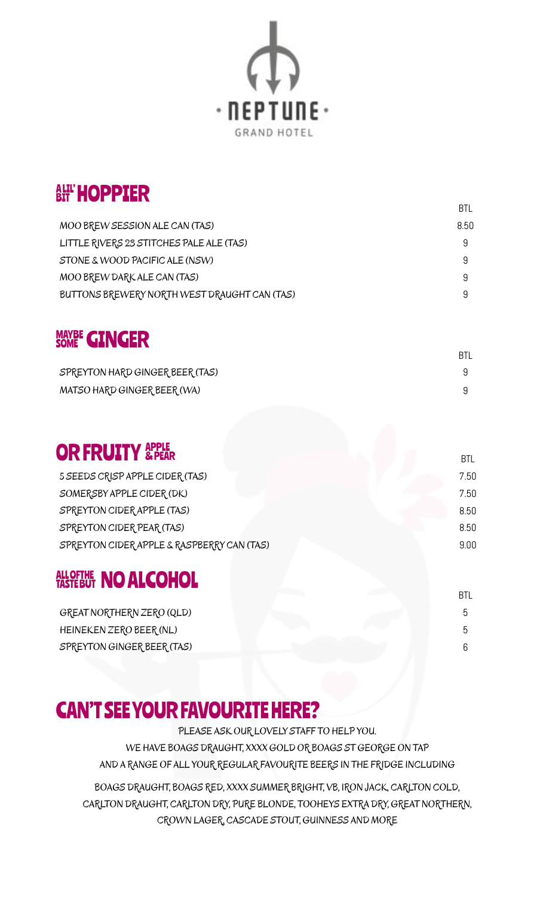NEPTUNE
GRAND HOTEL

## A LIL' BIT HOPPIER

| | BTL |
|---|---|
| MOO BREW SESSION ALE CAN (TAS) | 8.50 |
| LITTLE RIVERS 23 STITCHES PALE ALE (TAS) | 9 |
| STONE & WOOD PACIFIC ALE (NSW) | 9 |
| MOO BREW DARK ALE CAN (TAS) | 9 |
| BUTTONS BREWERY NORTH WEST DRAUGHT CAN (TAS) | 9 |

## MAYBE SOME GINGER

| | BTL |
|---|---|
| SPREYTON HARD GINGER BEER (TAS) | 9 |
| MATSO HARD GINGER BEER (WA) | 9 |

## OR FRUITY APPLE & PEAR

| | BTL |
|---|---|
| 5 SEEDS CRISP APPLE CIDER (TAS) | 7.50 |
| SOMERSBY APPLE CIDER (DK) | 7.50 |
| SPREYTON CIDER APPLE (TAS) | 8.50 |
| SPREYTON CIDER PEAR (TAS) | 8.50 |
| SPREYTON CIDER APPLE & RASPBERRY CAN (TAS) | 9.00 |

## ALL OF THE TASTE BUT NO ALCOHOL

| | BTL |
|---|---|
| GREAT NORTHERN ZERO (QLD) | 5 |
| HEINEKEN ZERO BEER (NL) | 5 |
| SPREYTON GINGER BEER (TAS) | 6 |

## CAN'T SEE YOUR FAVOURITE HERE?

PLEASE ASK OUR LOVELY STAFF TO HELP YOU.
WE HAVE BOAGS DRAUGHT, XXXX GOLD OR BOAGS ST GEORGE ON TAP
AND A RANGE OF ALL YOUR REGULAR FAVOURITE BEERS IN THE FRIDGE INCLUDING

BOAGS DRAUGHT, BOAGS RED, XXXX SUMMER BRIGHT, VB, IRON JACK, CARLTON COLD, CARLTON DRAUGHT, CARLTON DRY, PURE BLONDE, TOOHEYS EXTRA DRY, GREAT NORTHERN, CROWN LAGER, CASCADE STOUT, GUINNESS AND MORE